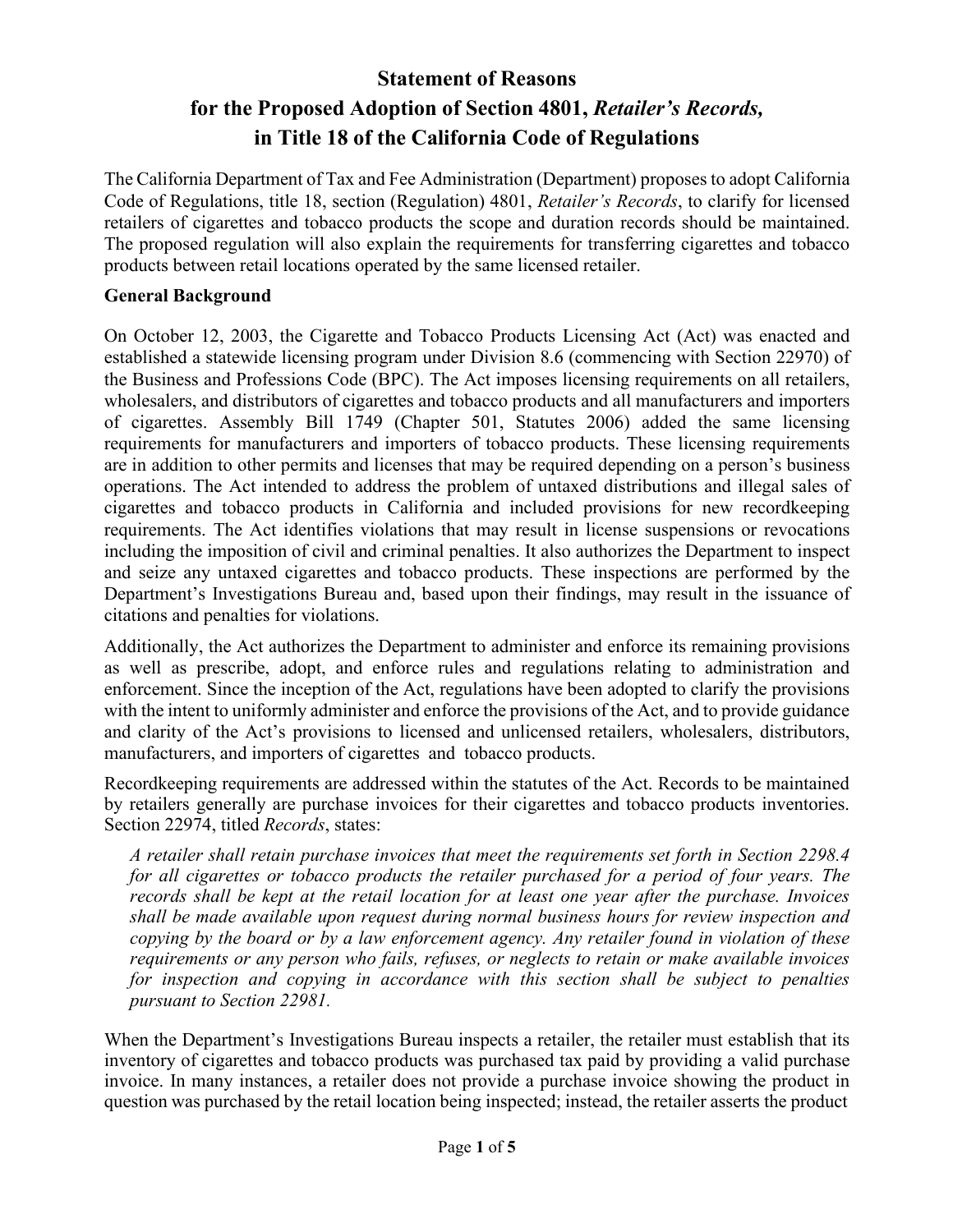# Statement of Reasons for the Proposed Adoption of Section 4801, *Retailer's Records,* in Title 18 of the California Code of Regulations

The California Department of Tax and Fee Administration (Department) proposes to adopt California Code of Regulations, title 18, section (Regulation) 4801, *Retailer's Records*, to clarify for licensed retailers of cigarettes and tobacco products the scope and duration records should be maintained. The proposed regulation will also explain the requirements for transferring cigarettes and tobacco products between retail locations operated by the same licensed retailer.

**General Background**

On October 12, 2003, the Cigarette and Tobacco Products Licensing Act (Act) was enacted and established a statewide licensing program under Division 8.6 (commencing with Section 22970) of the Business and Professions Code (BPC). The Act imposes licensing requirements on all retailers, wholesalers, and distributors of cigarettes and tobacco products and all manufacturers and importers of cigarettes. Assembly Bill 1749 (Chapter 501, Statutes 2006) added the same licensing requirements for manufacturers and importers of tobacco products. These licensing requirements are in addition to other permits and licenses that may be required depending on a person's business operations. The Act intended to address the problem of untaxed distributions and illegal sales of cigarettes and tobacco products in California and included provisions for new recordkeeping requirements. The Act identifies violations that may result in license suspensions or revocations including the imposition of civil and criminal penalties. It also authorizes the Department to inspect and seize any untaxed cigarettes and tobacco products. These inspections are performed by the Department's Investigations Bureau and, based upon their findings, may result in the issuance of citations and penalties for violations.

Additionally, the Act authorizes the Department to administer and enforce its remaining provisions as well as prescribe, adopt, and enforce rules and regulations relating to administration and enforcement. Since the inception of the Act, regulations have been adopted to clarify the provisions with the intent to uniformly administer and enforce the provisions of the Act, and to provide guidance and clarity of the Act's provisions to licensed and unlicensed retailers, wholesalers, distributors, manufacturers, and importers of cigarettes and tobacco products.

Recordkeeping requirements are addressed within the statutes of the Act. Records to be maintained by retailers generally are purchase invoices for their cigarettes and tobacco products inventories. Section 22974, titled *Records*, states:

> *A retailer shall retain purchase invoices that meet the requirements set forth in Section 2298.4 for all cigarettes or tobacco products the retailer purchased for a period of four years. The records shall be kept at the retail location for at least one year after the purchase. Invoices shall be made available upon request during normal business hours for review inspection and copying by the board or by a law enforcement agency. Any retailer found in violation of these requirements or any person who fails, refuses, or neglects to retain or make available invoices for inspection and copying in accordance with this section shall be subject to penalties pursuant to Section 22981.*

When the Department's Investigations Bureau inspects a retailer, the retailer must establish that its inventory of cigarettes and tobacco products was purchased tax paid by providing a valid purchase invoice. In many instances, a retailer does not provide a purchase invoice showing the product in question was purchased by the retail location being inspected; instead, the retailer asserts the product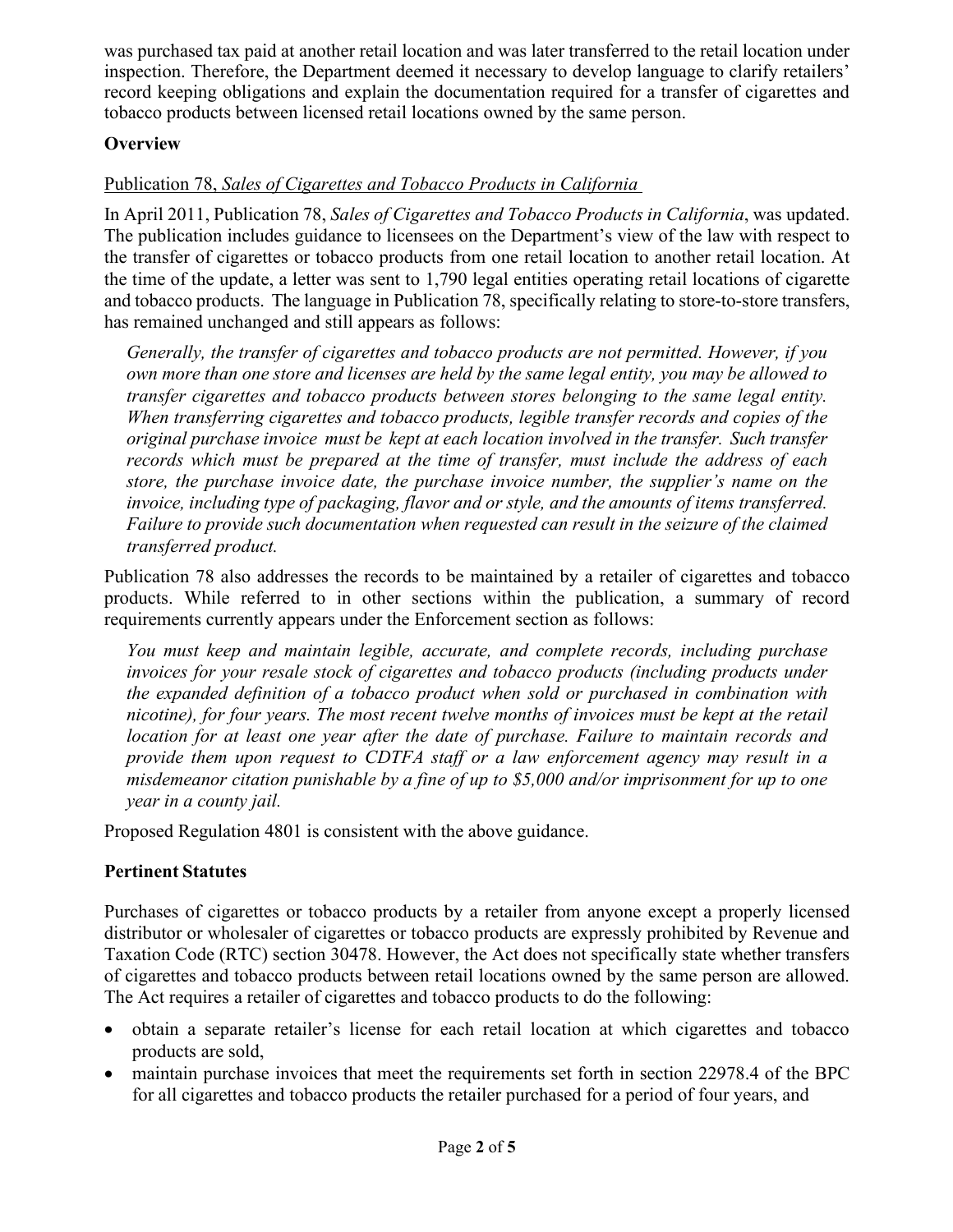was purchased tax paid at another retail location and was later transferred to the retail location under inspection. Therefore, the Department deemed it necessary to develop language to clarify retailers' record keeping obligations and explain the documentation required for a transfer of cigarettes and tobacco products between licensed retail locations owned by the same person.

## Overview

Publication 78, *Sales of Cigarettes and Tobacco Products in California*

In April 2011, Publication 78, *Sales of Cigarettes and Tobacco Products in California*, was updated. The publication includes guidance to licensees on the Department's view of the law with respect to the transfer of cigarettes or tobacco products from one retail location to another retail location. At the time of the update, a letter was sent to 1,790 legal entities operating retail locations of cigarette and tobacco products. The language in Publication 78, specifically relating to store-to-store transfers, has remained unchanged and still appears as follows:

> *Generally, the transfer of cigarettes and tobacco products are not permitted. However, if you own more than one store and licenses are held by the same legal entity, you may be allowed to transfer cigarettes and tobacco products between stores belonging to the same legal entity. When transferring cigarettes and tobacco products, legible transfer records and copies of the original purchase invoice must be kept at each location involved in the transfer. Such transfer records which must be prepared at the time of transfer, must include the address of each store, the purchase invoice date, the purchase invoice number, the supplier's name on the invoice, including type of packaging, flavor and or style, and the amounts of items transferred. Failure to provide such documentation when requested can result in the seizure of the claimed transferred product.*

Publication 78 also addresses the records to be maintained by a retailer of cigarettes and tobacco products. While referred to in other sections within the publication, a summary of record requirements currently appears under the Enforcement section as follows:

> *You must keep and maintain legible, accurate, and complete records, including purchase invoices for your resale stock of cigarettes and tobacco products (including products under the expanded definition of a tobacco product when sold or purchased in combination with nicotine), for four years. The most recent twelve months of invoices must be kept at the retail location for at least one year after the date of purchase. Failure to maintain records and provide them upon request to CDTFA staff or a law enforcement agency may result in a misdemeanor citation punishable by a fine of up to $5,000 and/or imprisonment for up to one year in a county jail.*

Proposed Regulation 4801 is consistent with the above guidance.

## Pertinent Statutes

Purchases of cigarettes or tobacco products by a retailer from anyone except a properly licensed distributor or wholesaler of cigarettes or tobacco products are expressly prohibited by Revenue and Taxation Code (RTC) section 30478. However, the Act does not specifically state whether transfers of cigarettes and tobacco products between retail locations owned by the same person are allowed. The Act requires a retailer of cigarettes and tobacco products to do the following:

- obtain a separate retailer's license for each retail location at which cigarettes and tobacco products are sold,
- maintain purchase invoices that meet the requirements set forth in section 22978.4 of the BPC for all cigarettes and tobacco products the retailer purchased for a period of four years, and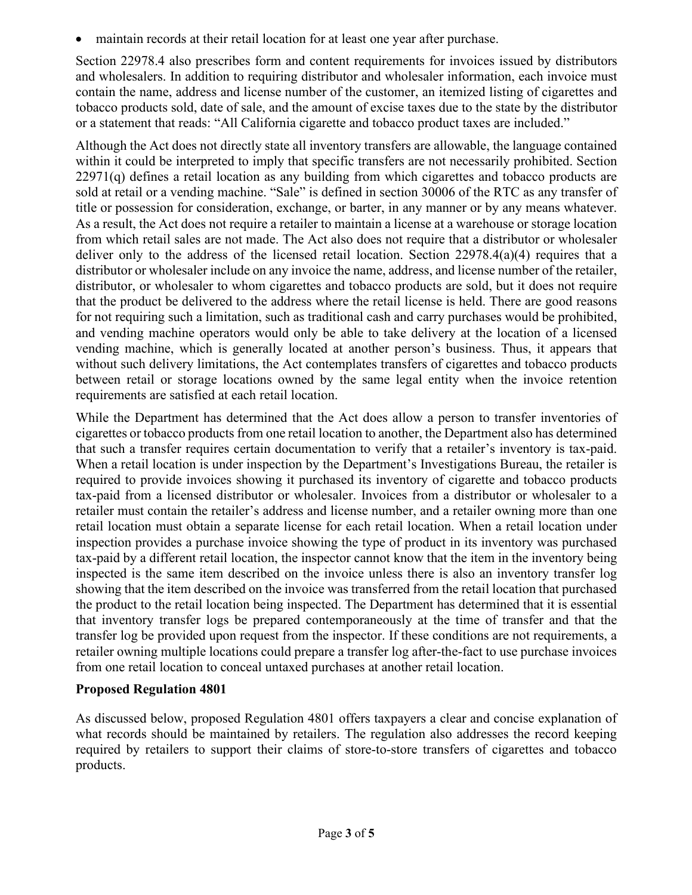- maintain records at their retail location for at least one year after purchase.

Section 22978.4 also prescribes form and content requirements for invoices issued by distributors and wholesalers. In addition to requiring distributor and wholesaler information, each invoice must contain the name, address and license number of the customer, an itemized listing of cigarettes and tobacco products sold, date of sale, and the amount of excise taxes due to the state by the distributor or a statement that reads: "All California cigarette and tobacco product taxes are included."

Although the Act does not directly state all inventory transfers are allowable, the language contained within it could be interpreted to imply that specific transfers are not necessarily prohibited. Section 22971(q) defines a retail location as any building from which cigarettes and tobacco products are sold at retail or a vending machine. "Sale" is defined in section 30006 of the RTC as any transfer of title or possession for consideration, exchange, or barter, in any manner or by any means whatever. As a result, the Act does not require a retailer to maintain a license at a warehouse or storage location from which retail sales are not made. The Act also does not require that a distributor or wholesaler deliver only to the address of the licensed retail location. Section 22978.4(a)(4) requires that a distributor or wholesaler include on any invoice the name, address, and license number of the retailer, distributor, or wholesaler to whom cigarettes and tobacco products are sold, but it does not require that the product be delivered to the address where the retail license is held. There are good reasons for not requiring such a limitation, such as traditional cash and carry purchases would be prohibited, and vending machine operators would only be able to take delivery at the location of a licensed vending machine, which is generally located at another person's business. Thus, it appears that without such delivery limitations, the Act contemplates transfers of cigarettes and tobacco products between retail or storage locations owned by the same legal entity when the invoice retention requirements are satisfied at each retail location.

While the Department has determined that the Act does allow a person to transfer inventories of cigarettes or tobacco products from one retail location to another, the Department also has determined that such a transfer requires certain documentation to verify that a retailer's inventory is tax-paid. When a retail location is under inspection by the Department's Investigations Bureau, the retailer is required to provide invoices showing it purchased its inventory of cigarette and tobacco products tax-paid from a licensed distributor or wholesaler. Invoices from a distributor or wholesaler to a retailer must contain the retailer's address and license number, and a retailer owning more than one retail location must obtain a separate license for each retail location. When a retail location under inspection provides a purchase invoice showing the type of product in its inventory was purchased tax-paid by a different retail location, the inspector cannot know that the item in the inventory being inspected is the same item described on the invoice unless there is also an inventory transfer log showing that the item described on the invoice was transferred from the retail location that purchased the product to the retail location being inspected. The Department has determined that it is essential that inventory transfer logs be prepared contemporaneously at the time of transfer and that the transfer log be provided upon request from the inspector. If these conditions are not requirements, a retailer owning multiple locations could prepare a transfer log after-the-fact to use purchase invoices from one retail location to conceal untaxed purchases at another retail location.

**Proposed Regulation 4801**

As discussed below, proposed Regulation 4801 offers taxpayers a clear and concise explanation of what records should be maintained by retailers. The regulation also addresses the record keeping required by retailers to support their claims of store-to-store transfers of cigarettes and tobacco products.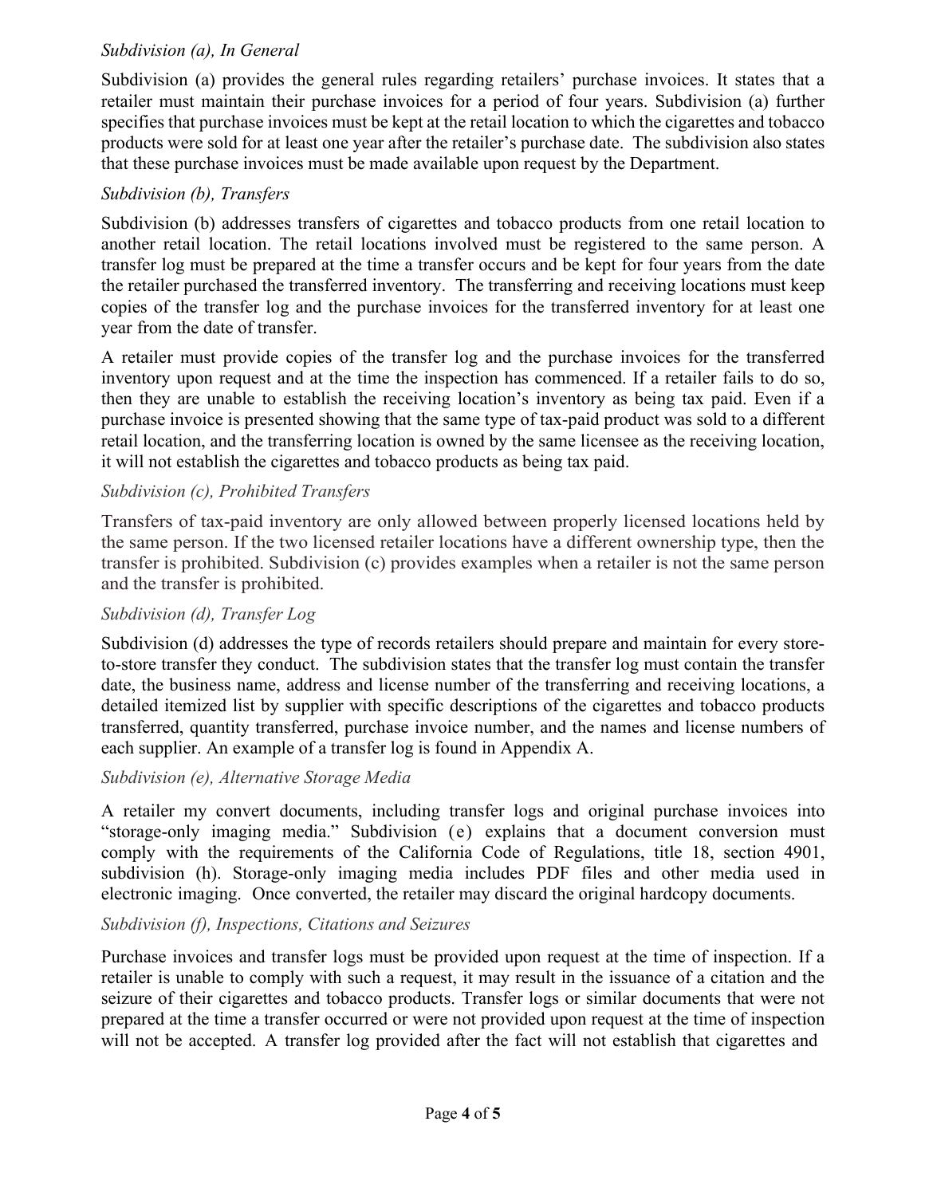*Subdivision (a), In General*

Subdivision (a) provides the general rules regarding retailers' purchase invoices. It states that a retailer must maintain their purchase invoices for a period of four years. Subdivision (a) further specifies that purchase invoices must be kept at the retail location to which the cigarettes and tobacco products were sold for at least one year after the retailer's purchase date. The subdivision also states that these purchase invoices must be made available upon request by the Department.

*Subdivision (b), Transfers*

Subdivision (b) addresses transfers of cigarettes and tobacco products from one retail location to another retail location. The retail locations involved must be registered to the same person. A transfer log must be prepared at the time a transfer occurs and be kept for four years from the date the retailer purchased the transferred inventory. The transferring and receiving locations must keep copies of the transfer log and the purchase invoices for the transferred inventory for at least one year from the date of transfer.

A retailer must provide copies of the transfer log and the purchase invoices for the transferred inventory upon request and at the time the inspection has commenced. If a retailer fails to do so, then they are unable to establish the receiving location's inventory as being tax paid. Even if a purchase invoice is presented showing that the same type of tax-paid product was sold to a different retail location, and the transferring location is owned by the same licensee as the receiving location, it will not establish the cigarettes and tobacco products as being tax paid.

*Subdivision (c), Prohibited Transfers*

Transfers of tax-paid inventory are only allowed between properly licensed locations held by the same person. If the two licensed retailer locations have a different ownership type, then the transfer is prohibited. Subdivision (c) provides examples when a retailer is not the same person and the transfer is prohibited.

*Subdivision (d), Transfer Log*

Subdivision (d) addresses the type of records retailers should prepare and maintain for every store-to-store transfer they conduct. The subdivision states that the transfer log must contain the transfer date, the business name, address and license number of the transferring and receiving locations, a detailed itemized list by supplier with specific descriptions of the cigarettes and tobacco products transferred, quantity transferred, purchase invoice number, and the names and license numbers of each supplier. An example of a transfer log is found in Appendix A.

*Subdivision (e), Alternative Storage Media*

A retailer my convert documents, including transfer logs and original purchase invoices into "storage-only imaging media." Subdivision (e) explains that a document conversion must comply with the requirements of the California Code of Regulations, title 18, section 4901, subdivision (h). Storage-only imaging media includes PDF files and other media used in electronic imaging. Once converted, the retailer may discard the original hardcopy documents.

*Subdivision (f), Inspections, Citations and Seizures*

Purchase invoices and transfer logs must be provided upon request at the time of inspection. If a retailer is unable to comply with such a request, it may result in the issuance of a citation and the seizure of their cigarettes and tobacco products. Transfer logs or similar documents that were not prepared at the time a transfer occurred or were not provided upon request at the time of inspection will not be accepted. A transfer log provided after the fact will not establish that cigarettes and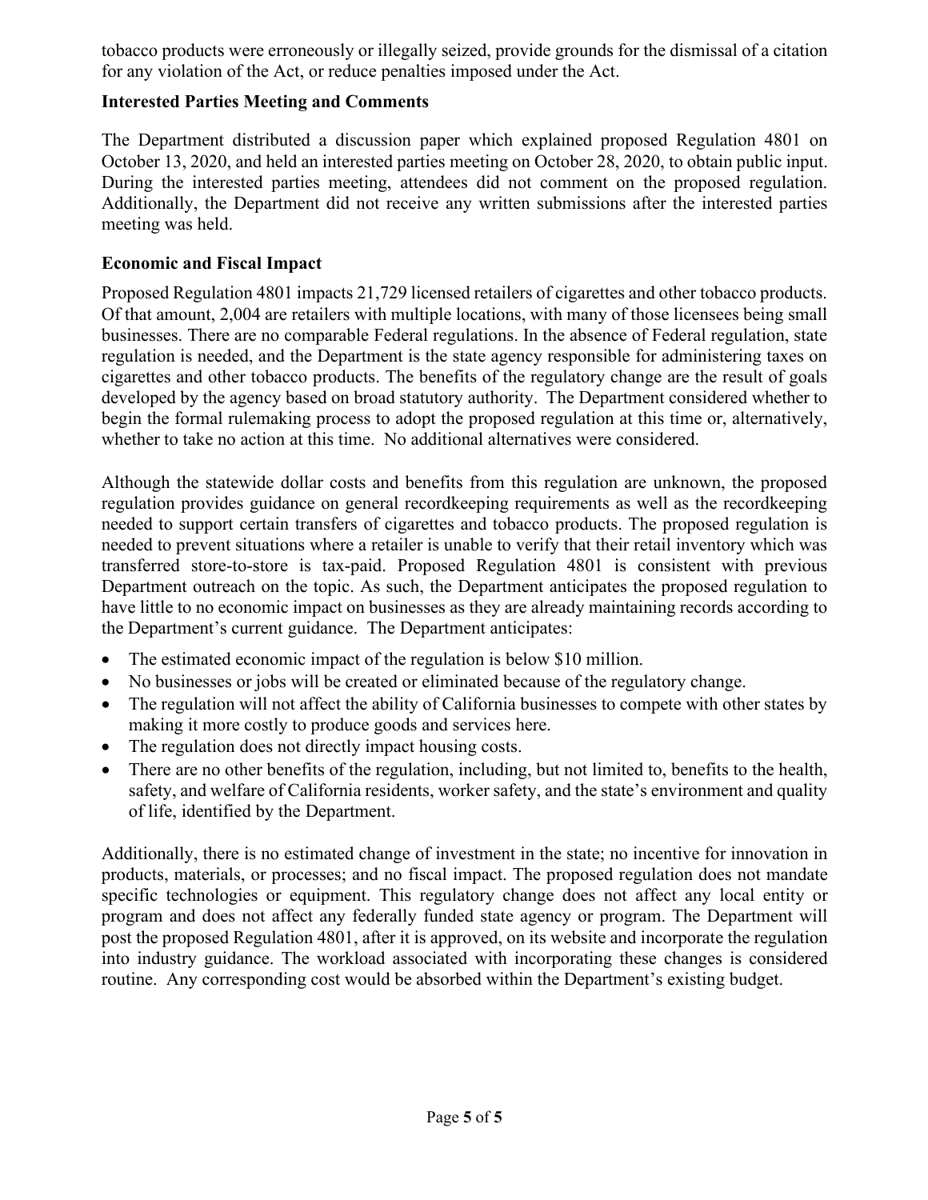tobacco products were erroneously or illegally seized, provide grounds for the dismissal of a citation for any violation of the Act, or reduce penalties imposed under the Act.

**Interested Parties Meeting and Comments**

The Department distributed a discussion paper which explained proposed Regulation 4801 on October 13, 2020, and held an interested parties meeting on October 28, 2020, to obtain public input. During the interested parties meeting, attendees did not comment on the proposed regulation. Additionally, the Department did not receive any written submissions after the interested parties meeting was held.

**Economic and Fiscal Impact**

Proposed Regulation 4801 impacts 21,729 licensed retailers of cigarettes and other tobacco products. Of that amount, 2,004 are retailers with multiple locations, with many of those licensees being small businesses. There are no comparable Federal regulations. In the absence of Federal regulation, state regulation is needed, and the Department is the state agency responsible for administering taxes on cigarettes and other tobacco products. The benefits of the regulatory change are the result of goals developed by the agency based on broad statutory authority. The Department considered whether to begin the formal rulemaking process to adopt the proposed regulation at this time or, alternatively, whether to take no action at this time. No additional alternatives were considered.

Although the statewide dollar costs and benefits from this regulation are unknown, the proposed regulation provides guidance on general recordkeeping requirements as well as the recordkeeping needed to support certain transfers of cigarettes and tobacco products. The proposed regulation is needed to prevent situations where a retailer is unable to verify that their retail inventory which was transferred store-to-store is tax-paid. Proposed Regulation 4801 is consistent with previous Department outreach on the topic. As such, the Department anticipates the proposed regulation to have little to no economic impact on businesses as they are already maintaining records according to the Department's current guidance. The Department anticipates:

- The estimated economic impact of the regulation is below $10 million.
- No businesses or jobs will be created or eliminated because of the regulatory change.
- The regulation will not affect the ability of California businesses to compete with other states by making it more costly to produce goods and services here.
- The regulation does not directly impact housing costs.
- There are no other benefits of the regulation, including, but not limited to, benefits to the health, safety, and welfare of California residents, worker safety, and the state's environment and quality of life, identified by the Department.

Additionally, there is no estimated change of investment in the state; no incentive for innovation in products, materials, or processes; and no fiscal impact. The proposed regulation does not mandate specific technologies or equipment. This regulatory change does not affect any local entity or program and does not affect any federally funded state agency or program. The Department will post the proposed Regulation 4801, after it is approved, on its website and incorporate the regulation into industry guidance. The workload associated with incorporating these changes is considered routine. Any corresponding cost would be absorbed within the Department's existing budget.